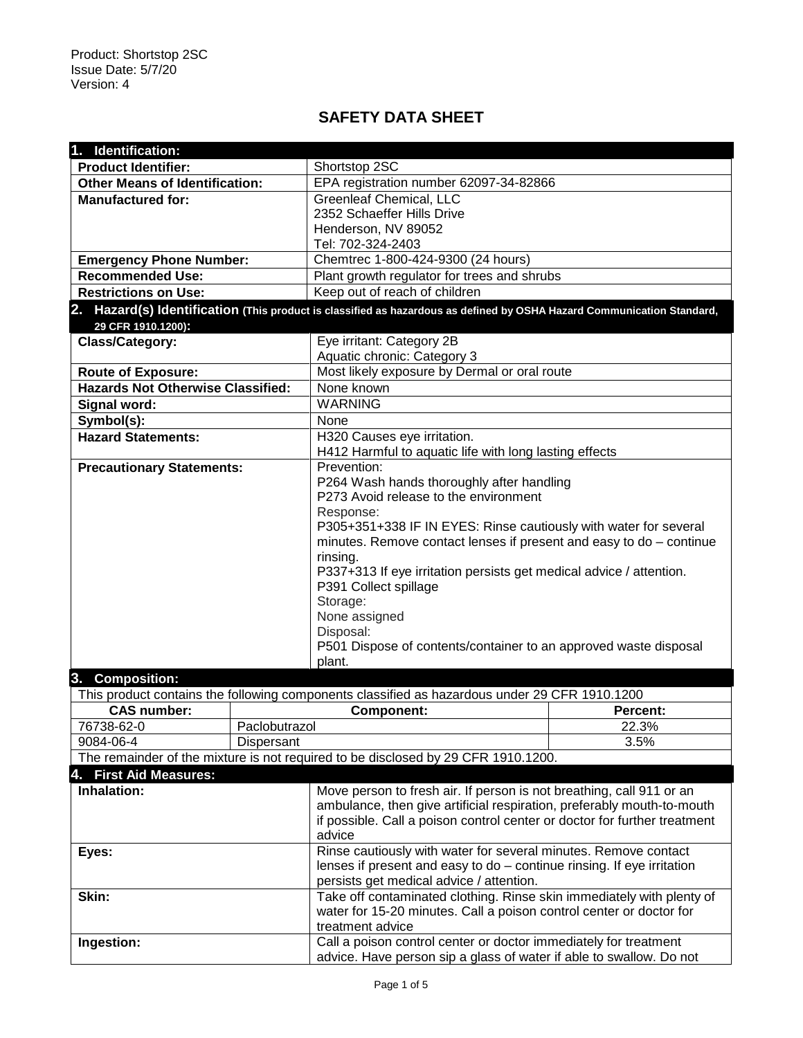Product: Shortstop 2SC
Issue Date: 5/7/20
Version: 4

# SAFETY DATA SHEET

## 1. Identification:

| | |
|---|---|
| **Product Identifier:** | Shortstop 2SC |
| **Other Means of Identification:** | EPA registration number 62097-34-82866 |
| **Manufactured for:** | Greenleaf Chemical, LLC<br>2352 Schaeffer Hills Drive<br>Henderson, NV 89052<br>Tel: 702-324-2403 |
| **Emergency Phone Number:** | Chemtrec 1-800-424-9300 (24 hours) |
| **Recommended Use:** | Plant growth regulator for trees and shrubs |
| **Restrictions on Use:** | Keep out of reach of children |

## 2. Hazard(s) Identification (This product is classified as hazardous as defined by OSHA Hazard Communication Standard, 29 CFR 1910.1200):

| | |
|---|---|
| **Class/Category:** | Eye irritant: Category 2B<br>Aquatic chronic: Category 3 |
| **Route of Exposure:** | Most likely exposure by Dermal or oral route |
| **Hazards Not Otherwise Classified:** | None known |
| **Signal word:** | WARNING |
| **Symbol(s):** | None |
| **Hazard Statements:** | H320 Causes eye irritation.<br>H412 Harmful to aquatic life with long lasting effects |
| **Precautionary Statements:** | Prevention:<br>P264 Wash hands thoroughly after handling<br>P273 Avoid release to the environment<br>Response:<br>P305+351+338 IF IN EYES: Rinse cautiously with water for several minutes. Remove contact lenses if present and easy to do – continue rinsing.<br>P337+313 If eye irritation persists get medical advice / attention.<br>P391 Collect spillage<br>Storage:<br>None assigned<br>Disposal:<br>P501 Dispose of contents/container to an approved waste disposal plant. |

## 3. Composition:

This product contains the following components classified as hazardous under 29 CFR 1910.1200

| CAS number: | Component: | Percent: |
|---|---|---|
| 76738-62-0 | Paclobutrazol | 22.3% |
| 9084-06-4 | Dispersant | 3.5% |

The remainder of the mixture is not required to be disclosed by 29 CFR 1910.1200.

## 4. First Aid Measures:

| | |
|---|---|
| **Inhalation:** | Move person to fresh air. If person is not breathing, call 911 or an ambulance, then give artificial respiration, preferably mouth-to-mouth if possible. Call a poison control center or doctor for further treatment advice |
| **Eyes:** | Rinse cautiously with water for several minutes. Remove contact lenses if present and easy to do – continue rinsing. If eye irritation persists get medical advice / attention. |
| **Skin:** | Take off contaminated clothing. Rinse skin immediately with plenty of water for 15-20 minutes. Call a poison control center or doctor for treatment advice |
| **Ingestion:** | Call a poison control center or doctor immediately for treatment advice. Have person sip a glass of water if able to swallow. Do not |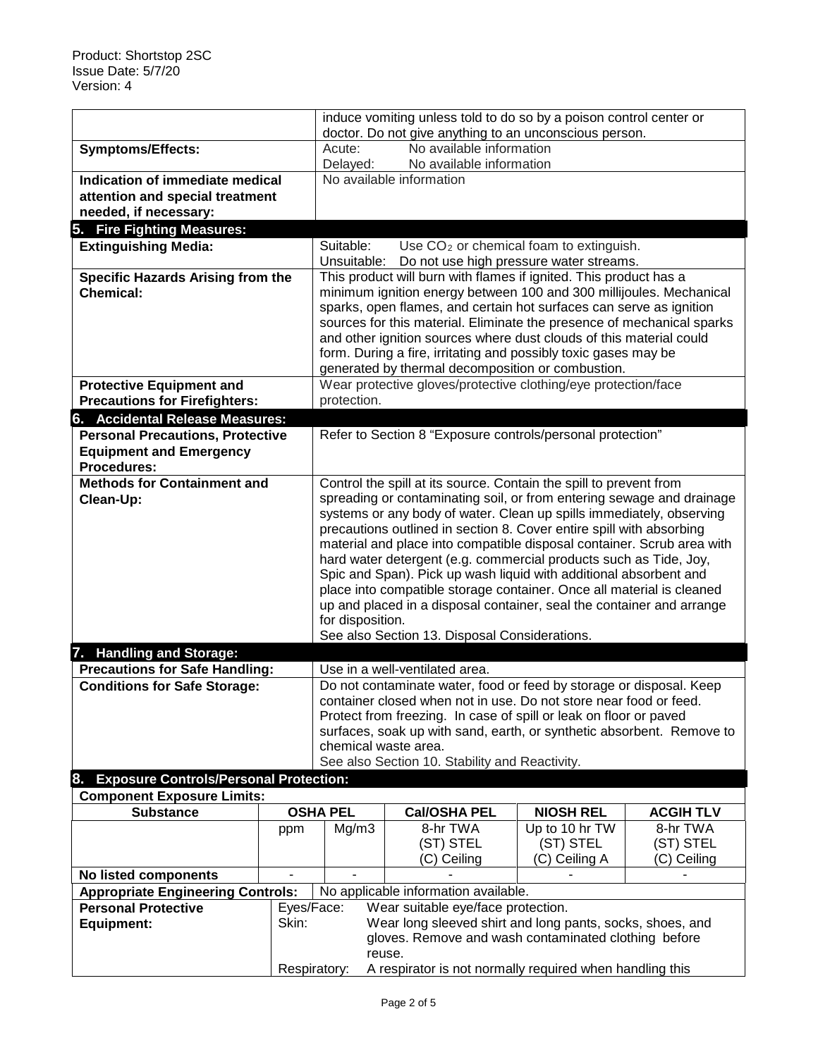| | |
|---|---|
| | induce vomiting unless told to do so by a poison control center or doctor. Do not give anything to an unconscious person. |
| **Symptoms/Effects:** | Acute: No available information<br>Delayed: No available information |
| **Indication of immediate medical attention and special treatment needed, if necessary:** | No available information |

## 5. Fire Fighting Measures:

| | |
|---|---|
| **Extinguishing Media:** | Suitable: Use $CO_2$ or chemical foam to extinguish.<br>Unsuitable: Do not use high pressure water streams. |
| **Specific Hazards Arising from the Chemical:** | This product will burn with flames if ignited. This product has a minimum ignition energy between 100 and 300 millijoules. Mechanical sparks, open flames, and certain hot surfaces can serve as ignition sources for this material. Eliminate the presence of mechanical sparks and other ignition sources where dust clouds of this material could form. During a fire, irritating and possibly toxic gases may be generated by thermal decomposition or combustion. |
| **Protective Equipment and Precautions for Firefighters:** | Wear protective gloves/protective clothing/eye protection/face protection. |

## 6. Accidental Release Measures:

| | |
|---|---|
| **Personal Precautions, Protective Equipment and Emergency Procedures:** | Refer to Section 8 "Exposure controls/personal protection" |
| **Methods for Containment and Clean-Up:** | Control the spill at its source. Contain the spill to prevent from spreading or contaminating soil, or from entering sewage and drainage systems or any body of water. Clean up spills immediately, observing precautions outlined in section 8. Cover entire spill with absorbing material and place into compatible disposal container. Scrub area with hard water detergent (e.g. commercial products such as Tide, Joy, Spic and Span). Pick up wash liquid with additional absorbent and place into compatible storage container. Once all material is cleaned up and placed in a disposal container, seal the container and arrange for disposition.<br>See also Section 13. Disposal Considerations. |

## 7. Handling and Storage:

| | |
|---|---|
| **Precautions for Safe Handling:** | Use in a well-ventilated area. |
| **Conditions for Safe Storage:** | Do not contaminate water, food or feed by storage or disposal. Keep container closed when not in use. Do not store near food or feed. Protect from freezing. In case of spill or leak on floor or paved surfaces, soak up with sand, earth, or synthetic absorbent. Remove to chemical waste area.<br>See also Section 10. Stability and Reactivity. |

## 8. Exposure Controls/Personal Protection:

**Component Exposure Limits:**

| Substance | OSHA PEL | | Cal/OSHA PEL | NIOSH REL | ACGIH TLV |
|---|---|---|---|---|---|
| | ppm | Mg/m3 | 8-hr TWA<br>(ST) STEL<br>(C) Ceiling | Up to 10 hr TW<br>(ST) STEL<br>(C) Ceiling A | 8-hr TWA<br>(ST) STEL<br>(C) Ceiling |
| **No listed components** | - | - | - | - | - |

| | |
|---|---|
| **Appropriate Engineering Controls:** | No applicable information available. |
| **Personal Protective Equipment:** | Eyes/Face: Wear suitable eye/face protection.<br>Skin: Wear long sleeved shirt and long pants, socks, shoes, and gloves. Remove and wash contaminated clothing before reuse.<br>Respiratory: A respirator is not normally required when handling this |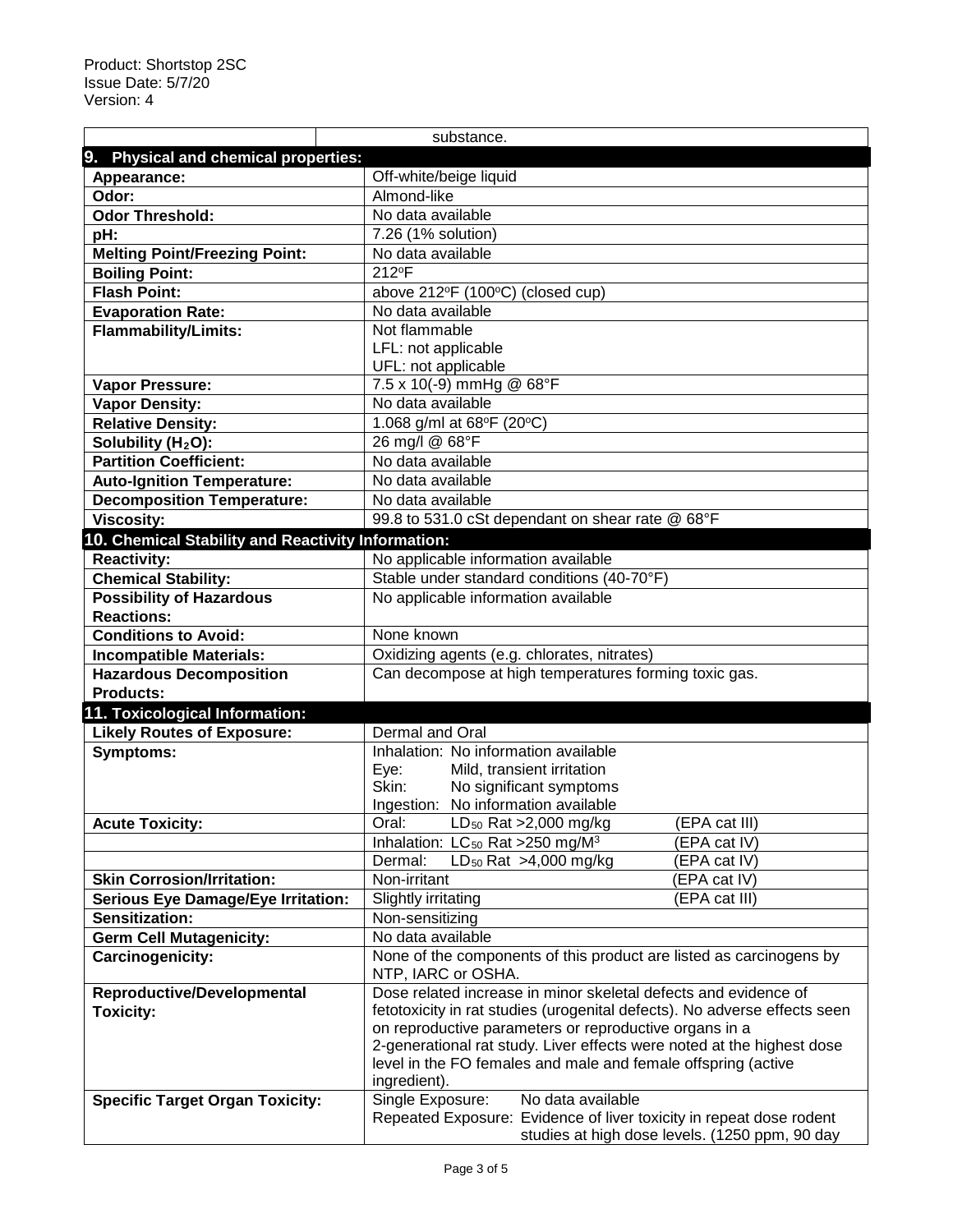| | substance. |
|---|---|

## 9. Physical and chemical properties:

| | |
|---|---|
| **Appearance:** | Off-white/beige liquid |
| **Odor:** | Almond-like |
| **Odor Threshold:** | No data available |
| **pH:** | 7.26 (1% solution) |
| **Melting Point/Freezing Point:** | No data available |
| **Boiling Point:** | 212ºF |
| **Flash Point:** | above 212ºF (100ºC) (closed cup) |
| **Evaporation Rate:** | No data available |
| **Flammability/Limits:** | Not flammable<br>LFL: not applicable<br>UFL: not applicable |
| **Vapor Pressure:** | 7.5 x 10(-9) mmHg @ 68°F |
| **Vapor Density:** | No data available |
| **Relative Density:** | 1.068 g/ml at 68ºF (20ºC) |
| **Solubility ($H_2O$):** | 26 mg/l @ 68°F |
| **Partition Coefficient:** | No data available |
| **Auto-Ignition Temperature:** | No data available |
| **Decomposition Temperature:** | No data available |
| **Viscosity:** | 99.8 to 531.0 cSt dependant on shear rate @ 68°F |

## 10. Chemical Stability and Reactivity Information:

| | |
|---|---|
| **Reactivity:** | No applicable information available |
| **Chemical Stability:** | Stable under standard conditions (40-70°F) |
| **Possibility of Hazardous Reactions:** | No applicable information available |
| **Conditions to Avoid:** | None known |
| **Incompatible Materials:** | Oxidizing agents (e.g. chlorates, nitrates) |
| **Hazardous Decomposition Products:** | Can decompose at high temperatures forming toxic gas. |

## 11. Toxicological Information:

| | |
|---|---|
| **Likely Routes of Exposure:** | Dermal and Oral |
| **Symptoms:** | Inhalation: No information available<br>Eye: Mild, transient irritation<br>Skin: No significant symptoms<br>Ingestion: No information available |
| **Acute Toxicity:** | Oral: $LD_{50}$ Rat >2,000 mg/kg (EPA cat III) |
| | Inhalation: $LC_{50}$ Rat >250 mg/M$^3$ (EPA cat IV) |
| | Dermal: $LD_{50}$ Rat >4,000 mg/kg (EPA cat IV) |
| **Skin Corrosion/Irritation:** | Non-irritant (EPA cat IV) |
| **Serious Eye Damage/Eye Irritation:** | Slightly irritating (EPA cat III) |
| **Sensitization:** | Non-sensitizing |
| **Germ Cell Mutagenicity:** | No data available |
| **Carcinogenicity:** | None of the components of this product are listed as carcinogens by NTP, IARC or OSHA. |
| **Reproductive/Developmental Toxicity:** | Dose related increase in minor skeletal defects and evidence of fetotoxicity in rat studies (urogenital defects). No adverse effects seen on reproductive parameters or reproductive organs in a 2-generational rat study. Liver effects were noted at the highest dose level in the FO females and male and female offspring (active ingredient). |
| **Specific Target Organ Toxicity:** | Single Exposure: No data available<br>Repeated Exposure: Evidence of liver toxicity in repeat dose rodent studies at high dose levels. (1250 ppm, 90 day |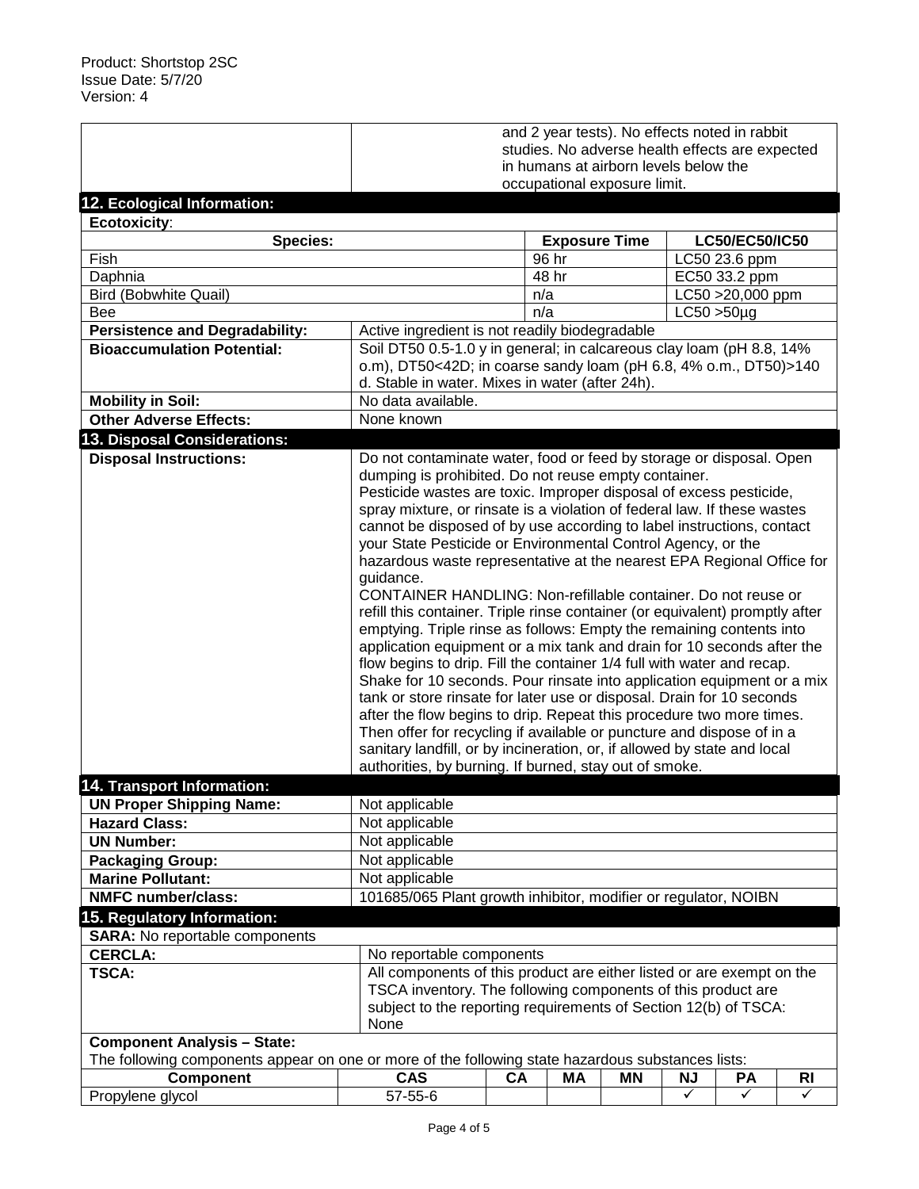and 2 year tests). No effects noted in rabbit studies. No adverse health effects are expected in humans at airborn levels below the occupational exposure limit.

## 12. Ecological Information:

**Ecotoxicity**:

| Species: | Exposure Time | LC50/EC50/IC50 |
|---|---|---|
| Fish | 96 hr | LC50 23.6 ppm |
| Daphnia | 48 hr | EC50 33.2 ppm |
| Bird (Bobwhite Quail) | n/a | LC50 >20,000 ppm |
| Bee | n/a | LC50 >50µg |

| | |
|---|---|
| **Persistence and Degradability:** | Active ingredient is not readily biodegradable |
| **Bioaccumulation Potential:** | Soil DT50 0.5-1.0 y in general; in calcareous clay loam (pH 8.8, 14% o.m), DT50<42D; in coarse sandy loam (pH 6.8, 4% o.m., DT50)>140 d. Stable in water. Mixes in water (after 24h). |
| **Mobility in Soil:** | No data available. |
| **Other Adverse Effects:** | None known |

## 13. Disposal Considerations:

**Disposal Instructions:**

Do not contaminate water, food or feed by storage or disposal. Open dumping is prohibited. Do not reuse empty container.
Pesticide wastes are toxic. Improper disposal of excess pesticide, spray mixture, or rinsate is a violation of federal law. If these wastes cannot be disposed of by use according to label instructions, contact your State Pesticide or Environmental Control Agency, or the hazardous waste representative at the nearest EPA Regional Office for guidance.
CONTAINER HANDLING: Non-refillable container. Do not reuse or refill this container. Triple rinse container (or equivalent) promptly after emptying. Triple rinse as follows: Empty the remaining contents into application equipment or a mix tank and drain for 10 seconds after the flow begins to drip. Fill the container 1/4 full with water and recap. Shake for 10 seconds. Pour rinsate into application equipment or a mix tank or store rinsate for later use or disposal. Drain for 10 seconds after the flow begins to drip. Repeat this procedure two more times. Then offer for recycling if available or puncture and dispose of in a sanitary landfill, or by incineration, or, if allowed by state and local authorities, by burning. If burned, stay out of smoke.

## 14. Transport Information:

| | |
|---|---|
| **UN Proper Shipping Name:** | Not applicable |
| **Hazard Class:** | Not applicable |
| **UN Number:** | Not applicable |
| **Packaging Group:** | Not applicable |
| **Marine Pollutant:** | Not applicable |
| **NMFC number/class:** | 101685/065 Plant growth inhibitor, modifier or regulator, NOIBN |

## 15. Regulatory Information:

**SARA:** No reportable components

| | |
|---|---|
| **CERCLA:** | No reportable components |
| **TSCA:** | All components of this product are either listed or are exempt on the TSCA inventory. The following components of this product are subject to the reporting requirements of Section 12(b) of TSCA: None |

**Component Analysis – State:**
The following components appear on one or more of the following state hazardous substances lists:

| Component | CAS | CA | MA | MN | NJ | PA | RI |
|---|---|---|---|---|---|---|---|
| Propylene glycol | 57-55-6 | | | | ✓ | ✓ | ✓ |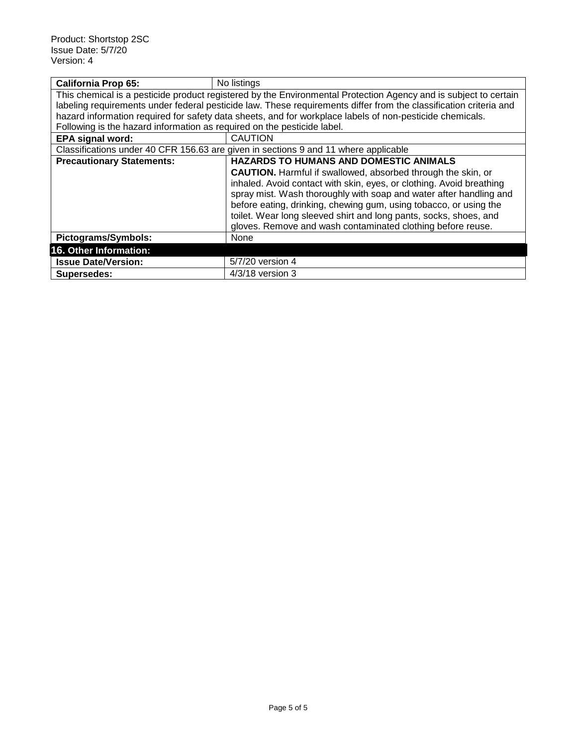| | |
|---|---|
| **California Prop 65:** | No listings |
| This chemical is a pesticide product registered by the Environmental Protection Agency and is subject to certain labeling requirements under federal pesticide law. These requirements differ from the classification criteria and hazard information required for safety data sheets, and for workplace labels of non-pesticide chemicals. Following is the hazard information as required on the pesticide label. | |
| **EPA signal word:** | CAUTION |
| Classifications under 40 CFR 156.63 are given in sections 9 and 11 where applicable | |
| **Precautionary Statements:** | **HAZARDS TO HUMANS AND DOMESTIC ANIMALS** **CAUTION.** Harmful if swallowed, absorbed through the skin, or inhaled. Avoid contact with skin, eyes, or clothing. Avoid breathing spray mist. Wash thoroughly with soap and water after handling and before eating, drinking, chewing gum, using tobacco, or using the toilet. Wear long sleeved shirt and long pants, socks, shoes, and gloves. Remove and wash contaminated clothing before reuse. |
| **Pictograms/Symbols:** | None |

## 16. Other Information:

| | |
|---|---|
| **Issue Date/Version:** | 5/7/20 version 4 |
| **Supersedes:** | 4/3/18 version 3 |